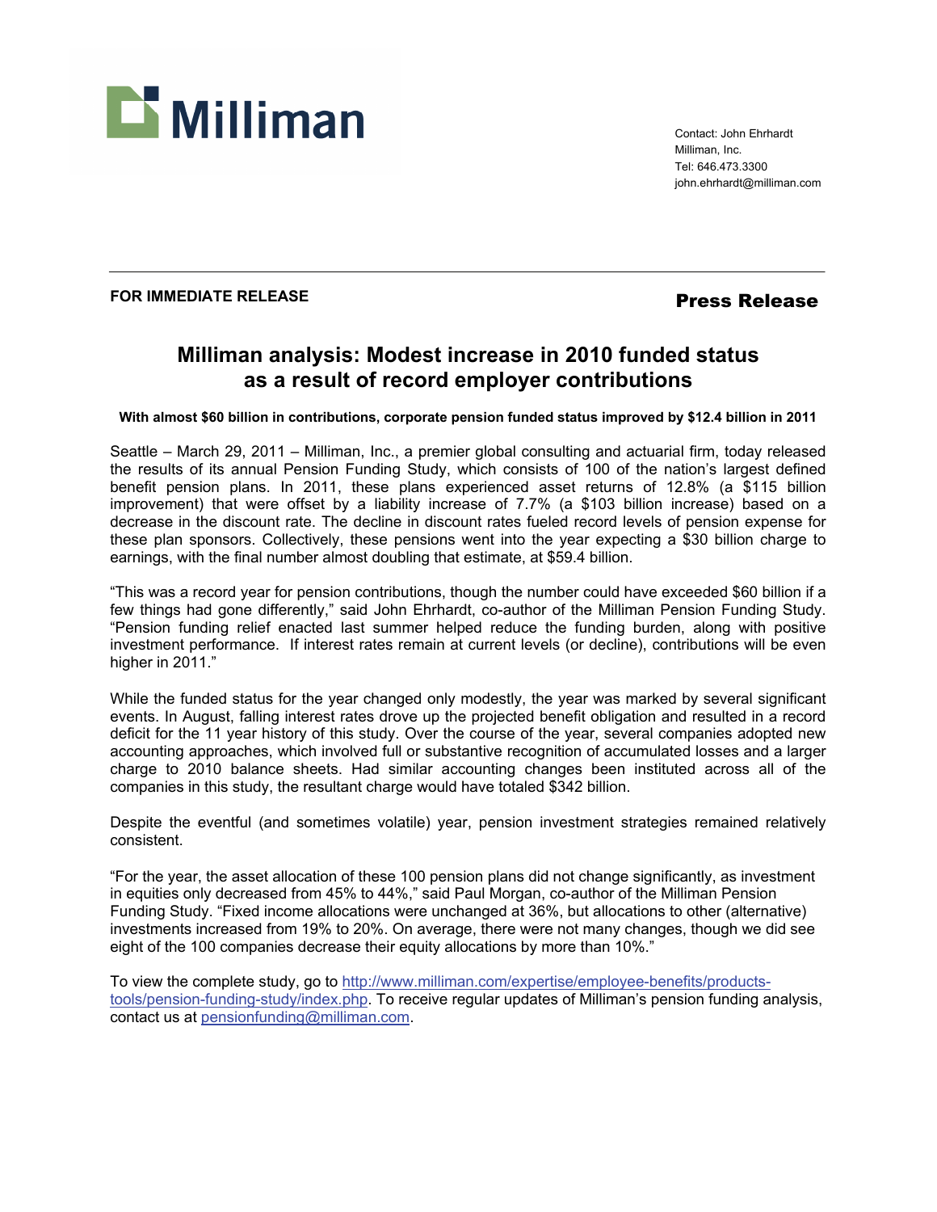Milliman

Contact: John Ehrhardt
Milliman, Inc.
Tel: 646.473.3300
john.ehrhardt@milliman.com

---

**FOR IMMEDIATE RELEASE** **Press Release**

# Milliman analysis: Modest increase in 2010 funded status as a result of record employer contributions

**With almost $60 billion in contributions, corporate pension funded status improved by $12.4 billion in 2011**

Seattle – March 29, 2011 – Milliman, Inc., a premier global consulting and actuarial firm, today released the results of its annual Pension Funding Study, which consists of 100 of the nation's largest defined benefit pension plans. In 2011, these plans experienced asset returns of 12.8% (a $115 billion improvement) that were offset by a liability increase of 7.7% (a $103 billion increase) based on a decrease in the discount rate. The decline in discount rates fueled record levels of pension expense for these plan sponsors. Collectively, these pensions went into the year expecting a $30 billion charge to earnings, with the final number almost doubling that estimate, at $59.4 billion.

"This was a record year for pension contributions, though the number could have exceeded $60 billion if a few things had gone differently," said John Ehrhardt, co-author of the Milliman Pension Funding Study. "Pension funding relief enacted last summer helped reduce the funding burden, along with positive investment performance. If interest rates remain at current levels (or decline), contributions will be even higher in 2011."

While the funded status for the year changed only modestly, the year was marked by several significant events. In August, falling interest rates drove up the projected benefit obligation and resulted in a record deficit for the 11 year history of this study. Over the course of the year, several companies adopted new accounting approaches, which involved full or substantive recognition of accumulated losses and a larger charge to 2010 balance sheets. Had similar accounting changes been instituted across all of the companies in this study, the resultant charge would have totaled $342 billion.

Despite the eventful (and sometimes volatile) year, pension investment strategies remained relatively consistent.

"For the year, the asset allocation of these 100 pension plans did not change significantly, as investment in equities only decreased from 45% to 44%," said Paul Morgan, co-author of the Milliman Pension Funding Study. "Fixed income allocations were unchanged at 36%, but allocations to other (alternative) investments increased from 19% to 20%. On average, there were not many changes, though we did see eight of the 100 companies decrease their equity allocations by more than 10%."

To view the complete study, go to http://www.milliman.com/expertise/employee-benefits/products-tools/pension-funding-study/index.php. To receive regular updates of Milliman's pension funding analysis, contact us at pensionfunding@milliman.com.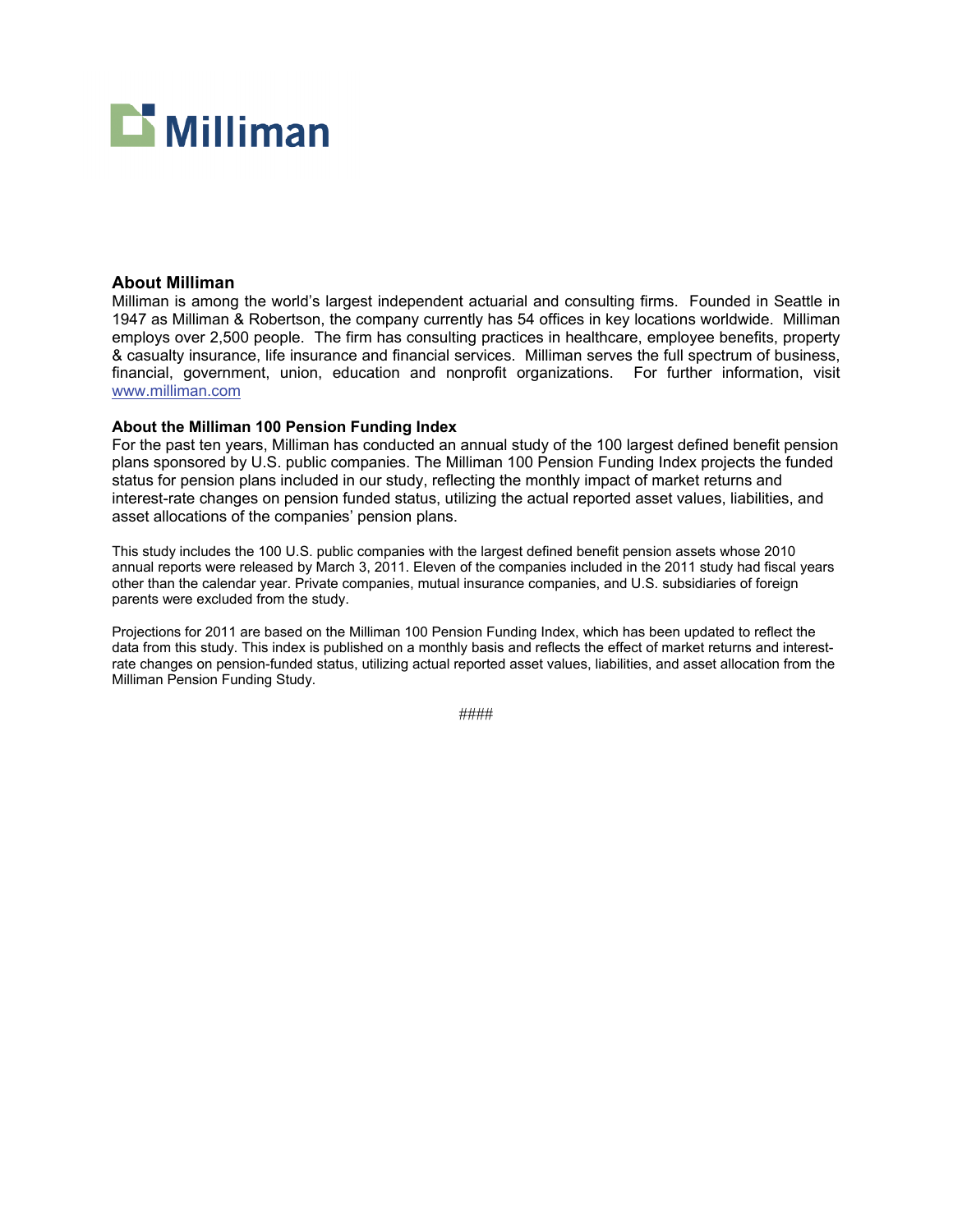Milliman

### About Milliman

Milliman is among the world's largest independent actuarial and consulting firms. Founded in Seattle in 1947 as Milliman & Robertson, the company currently has 54 offices in key locations worldwide. Milliman employs over 2,500 people. The firm has consulting practices in healthcare, employee benefits, property & casualty insurance, life insurance and financial services. Milliman serves the full spectrum of business, financial, government, union, education and nonprofit organizations. For further information, visit www.milliman.com

### About the Milliman 100 Pension Funding Index

For the past ten years, Milliman has conducted an annual study of the 100 largest defined benefit pension plans sponsored by U.S. public companies. The Milliman 100 Pension Funding Index projects the funded status for pension plans included in our study, reflecting the monthly impact of market returns and interest-rate changes on pension funded status, utilizing the actual reported asset values, liabilities, and asset allocations of the companies' pension plans.

This study includes the 100 U.S. public companies with the largest defined benefit pension assets whose 2010 annual reports were released by March 3, 2011. Eleven of the companies included in the 2011 study had fiscal years other than the calendar year. Private companies, mutual insurance companies, and U.S. subsidiaries of foreign parents were excluded from the study.

Projections for 2011 are based on the Milliman 100 Pension Funding Index, which has been updated to reflect the data from this study. This index is published on a monthly basis and reflects the effect of market returns and interest-rate changes on pension-funded status, utilizing actual reported asset values, liabilities, and asset allocation from the Milliman Pension Funding Study.

####